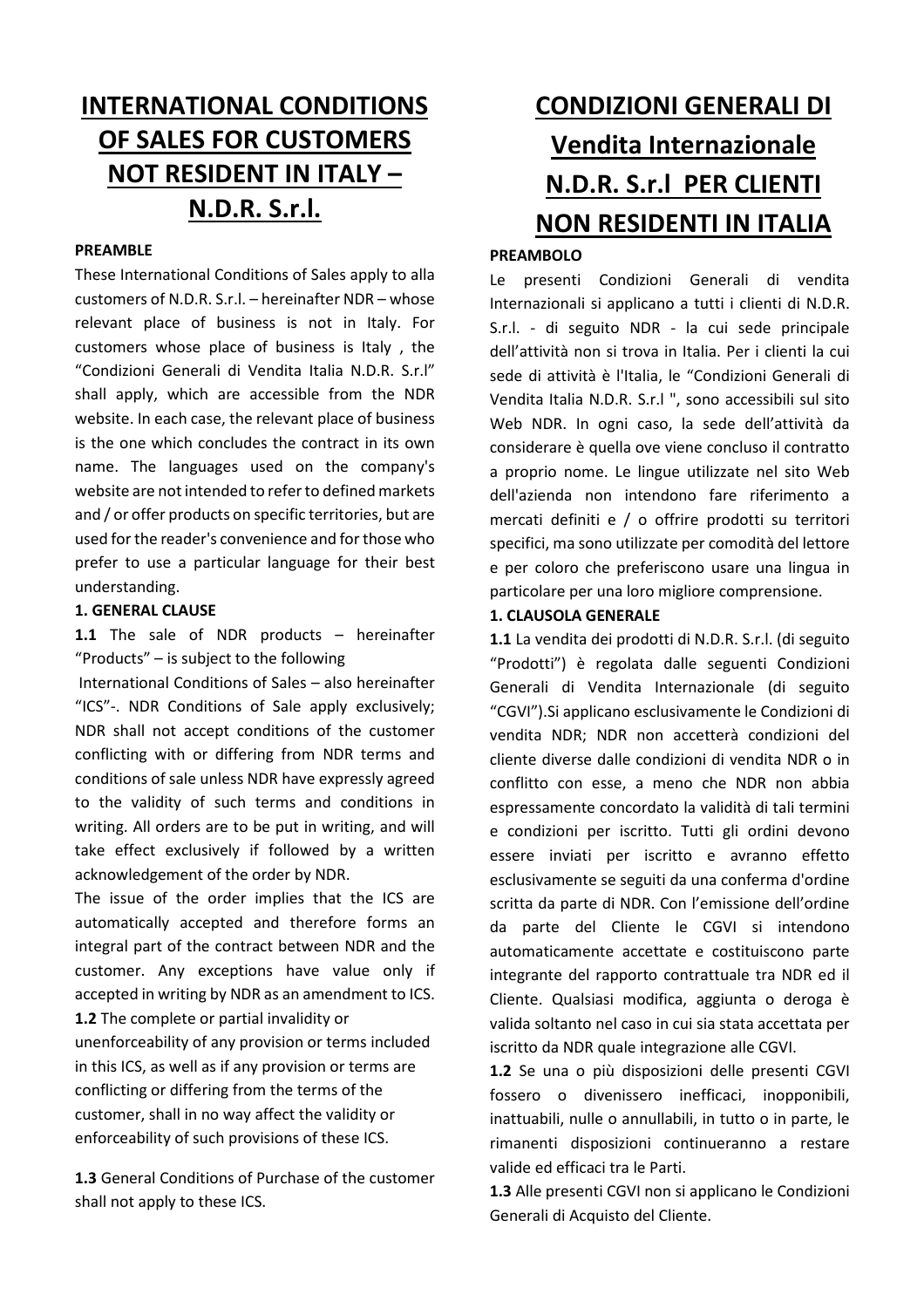# INTERNATIONAL CONDITIONS OF SALES FOR CUSTOMERS NOT RESIDENT IN ITALY – N.D.R. S.r.l.

**PREAMBLE**

These International Conditions of Sales apply to alla customers of N.D.R. S.r.l. – hereinafter NDR – whose relevant place of business is not in Italy. For customers whose place of business is Italy , the "Condizioni Generali di Vendita Italia N.D.R. S.r.l" shall apply, which are accessible from the NDR website. In each case, the relevant place of business is the one which concludes the contract in its own name. The languages used on the company's website are not intended to refer to defined markets and / or offer products on specific territories, but are used for the reader's convenience and for those who prefer to use a particular language for their best understanding.

**1. GENERAL CLAUSE**

**1.1** The sale of NDR products – hereinafter "Products" – is subject to the following

International Conditions of Sales – also hereinafter "ICS"-. NDR Conditions of Sale apply exclusively; NDR shall not accept conditions of the customer conflicting with or differing from NDR terms and conditions of sale unless NDR have expressly agreed to the validity of such terms and conditions in writing. All orders are to be put in writing, and will take effect exclusively if followed by a written acknowledgement of the order by NDR.

The issue of the order implies that the ICS are automatically accepted and therefore forms an integral part of the contract between NDR and the customer. Any exceptions have value only if accepted in writing by NDR as an amendment to ICS.

**1.2** The complete or partial invalidity or unenforceability of any provision or terms included in this ICS, as well as if any provision or terms are conflicting or differing from the terms of the customer, shall in no way affect the validity or enforceability of such provisions of these ICS.

**1.3** General Conditions of Purchase of the customer shall not apply to these ICS.

# CONDIZIONI GENERALI DI Vendita Internazionale N.D.R. S.r.l PER CLIENTI NON RESIDENTI IN ITALIA

**PREAMBOLO**

Le presenti Condizioni Generali di vendita Internazionali si applicano a tutti i clienti di N.D.R. S.r.l. - di seguito NDR - la cui sede principale dell'attività non si trova in Italia. Per i clienti la cui sede di attività è l'Italia, le "Condizioni Generali di Vendita Italia N.D.R. S.r.l ", sono accessibili sul sito Web NDR. In ogni caso, la sede dell'attività da considerare è quella ove viene concluso il contratto a proprio nome. Le lingue utilizzate nel sito Web dell'azienda non intendono fare riferimento a mercati definiti e / o offrire prodotti su territori specifici, ma sono utilizzate per comodità del lettore e per coloro che preferiscono usare una lingua in particolare per una loro migliore comprensione.

**1. CLAUSOLA GENERALE**

**1.1** La vendita dei prodotti di N.D.R. S.r.l. (di seguito "Prodotti") è regolata dalle seguenti Condizioni Generali di Vendita Internazionale (di seguito "CGVI").Si applicano esclusivamente le Condizioni di vendita NDR; NDR non accetterà condizioni del cliente diverse dalle condizioni di vendita NDR o in conflitto con esse, a meno che NDR non abbia espressamente concordato la validità di tali termini e condizioni per iscritto. Tutti gli ordini devono essere inviati per iscritto e avranno effetto esclusivamente se seguiti da una conferma d'ordine scritta da parte di NDR. Con l'emissione dell'ordine da parte del Cliente le CGVI si intendono automaticamente accettate e costituiscono parte integrante del rapporto contrattuale tra NDR ed il Cliente. Qualsiasi modifica, aggiunta o deroga è valida soltanto nel caso in cui sia stata accettata per iscritto da NDR quale integrazione alle CGVI.

**1.2** Se una o più disposizioni delle presenti CGVI fossero o divenissero inefficaci, inopponibili, inattuabili, nulle o annullabili, in tutto o in parte, le rimanenti disposizioni continueranno a restare valide ed efficaci tra le Parti.

**1.3** Alle presenti CGVI non si applicano le Condizioni Generali di Acquisto del Cliente.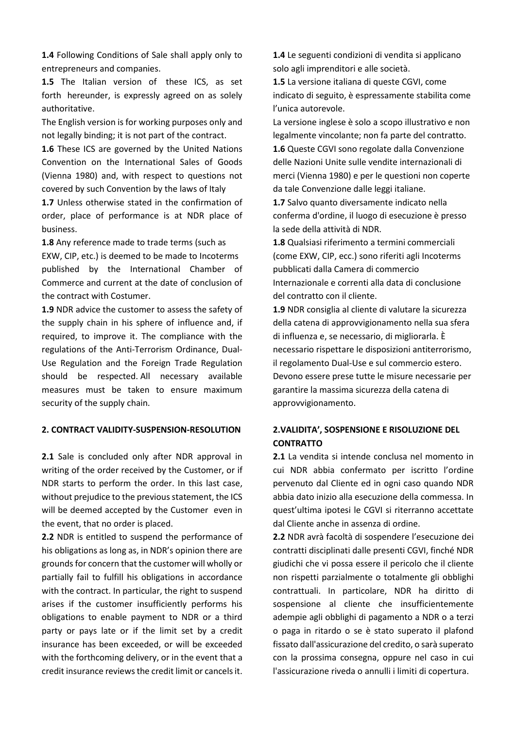**1.4** Following Conditions of Sale shall apply only to entrepreneurs and companies.

**1.5** The Italian version of these ICS, as set forth hereunder, is expressly agreed on as solely authoritative.

The English version is for working purposes only and not legally binding; it is not part of the contract.

**1.6** These ICS are governed by the United Nations Convention on the International Sales of Goods (Vienna 1980) and, with respect to questions not covered by such Convention by the laws of Italy

**1.7** Unless otherwise stated in the confirmation of order, place of performance is at NDR place of business.

**1.8** Any reference made to trade terms (such as EXW, CIP, etc.) is deemed to be made to Incoterms published by the International Chamber of Commerce and current at the date of conclusion of the contract with Costumer.

**1.9** NDR advice the customer to assess the safety of the supply chain in his sphere of influence and, if required, to improve it. The compliance with the regulations of the Anti-Terrorism Ordinance, Dual-Use Regulation and the Foreign Trade Regulation should be respected. All necessary available measures must be taken to ensure maximum security of the supply chain.

**2. CONTRACT VALIDITY-SUSPENSION-RESOLUTION**

**2.1** Sale is concluded only after NDR approval in writing of the order received by the Customer, or if NDR starts to perform the order. In this last case, without prejudice to the previous statement, the ICS will be deemed accepted by the Customer even in the event, that no order is placed.

**2.2** NDR is entitled to suspend the performance of his obligations as long as, in NDR's opinion there are grounds for concern that the customer will wholly or partially fail to fulfill his obligations in accordance with the contract. In particular, the right to suspend arises if the customer insufficiently performs his obligations to enable payment to NDR or a third party or pays late or if the limit set by a credit insurance has been exceeded, or will be exceeded with the forthcoming delivery, or in the event that a credit insurance reviews the credit limit or cancels it.

**1.4** Le seguenti condizioni di vendita si applicano solo agli imprenditori e alle società.

**1.5** La versione italiana di queste CGVI, come indicato di seguito, è espressamente stabilita come l'unica autorevole.

La versione inglese è solo a scopo illustrativo e non legalmente vincolante; non fa parte del contratto.

**1.6** Queste CGVI sono regolate dalla Convenzione delle Nazioni Unite sulle vendite internazionali di merci (Vienna 1980) e per le questioni non coperte da tale Convenzione dalle leggi italiane.

**1.7** Salvo quanto diversamente indicato nella conferma d'ordine, il luogo di esecuzione è presso la sede della attività di NDR.

**1.8** Qualsiasi riferimento a termini commerciali (come EXW, CIP, ecc.) sono riferiti agli Incoterms pubblicati dalla Camera di commercio Internazionale e correnti alla data di conclusione del contratto con il cliente.

**1.9** NDR consiglia al cliente di valutare la sicurezza della catena di approvvigionamento nella sua sfera di influenza e, se necessario, di migliorarla. È necessario rispettare le disposizioni antiterrorismo, il regolamento Dual-Use e sul commercio estero. Devono essere prese tutte le misure necessarie per garantire la massima sicurezza della catena di approvvigionamento.

**2.VALIDITA', SOSPENSIONE E RISOLUZIONE DEL CONTRATTO**

**2.1** La vendita si intende conclusa nel momento in cui NDR abbia confermato per iscritto l'ordine pervenuto dal Cliente ed in ogni caso quando NDR abbia dato inizio alla esecuzione della commessa. In quest'ultima ipotesi le CGVI si riterranno accettate dal Cliente anche in assenza di ordine.

**2.2** NDR avrà facoltà di sospendere l'esecuzione dei contratti disciplinati dalle presenti CGVI, finché NDR giudichi che vi possa essere il pericolo che il cliente non rispetti parzialmente o totalmente gli obblighi contrattuali. In particolare, NDR ha diritto di sospensione al cliente che insufficientemente adempie agli obblighi di pagamento a NDR o a terzi o paga in ritardo o se è stato superato il plafond fissato dall'assicurazione del credito, o sarà superato con la prossima consegna, oppure nel caso in cui l'assicurazione riveda o annulli i limiti di copertura.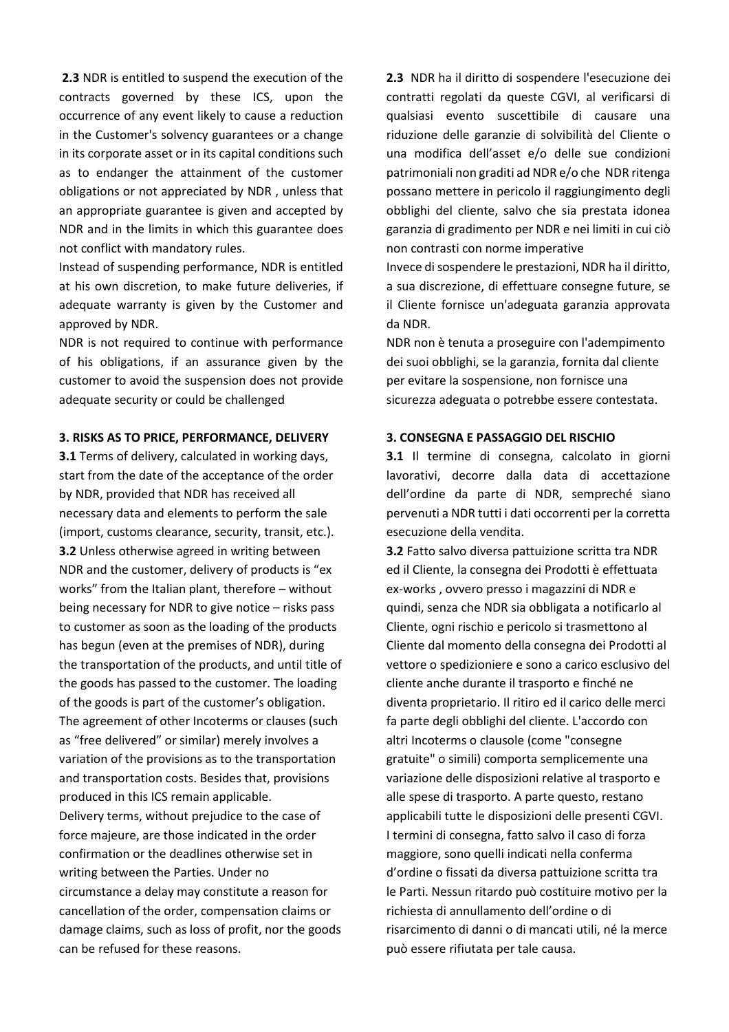**2.3** NDR is entitled to suspend the execution of the contracts governed by these ICS, upon the occurrence of any event likely to cause a reduction in the Customer's solvency guarantees or a change in its corporate asset or in its capital conditions such as to endanger the attainment of the customer obligations or not appreciated by NDR , unless that an appropriate guarantee is given and accepted by NDR and in the limits in which this guarantee does not conflict with mandatory rules.

Instead of suspending performance, NDR is entitled at his own discretion, to make future deliveries, if adequate warranty is given by the Customer and approved by NDR.

NDR is not required to continue with performance of his obligations, if an assurance given by the customer to avoid the suspension does not provide adequate security or could be challenged

**3. RISKS AS TO PRICE, PERFORMANCE, DELIVERY**

**3.1** Terms of delivery, calculated in working days, start from the date of the acceptance of the order by NDR, provided that NDR has received all necessary data and elements to perform the sale (import, customs clearance, security, transit, etc.).

**3.2** Unless otherwise agreed in writing between NDR and the customer, delivery of products is "ex works" from the Italian plant, therefore – without being necessary for NDR to give notice – risks pass to customer as soon as the loading of the products has begun (even at the premises of NDR), during the transportation of the products, and until title of the goods has passed to the customer. The loading of the goods is part of the customer's obligation. The agreement of other Incoterms or clauses (such as "free delivered" or similar) merely involves a variation of the provisions as to the transportation and transportation costs. Besides that, provisions produced in this ICS remain applicable.

Delivery terms, without prejudice to the case of force majeure, are those indicated in the order confirmation or the deadlines otherwise set in writing between the Parties. Under no circumstance a delay may constitute a reason for cancellation of the order, compensation claims or damage claims, such as loss of profit, nor the goods can be refused for these reasons.

**2.3** NDR ha il diritto di sospendere l'esecuzione dei contratti regolati da queste CGVI, al verificarsi di qualsiasi evento suscettibile di causare una riduzione delle garanzie di solvibilità del Cliente o una modifica dell'asset e/o delle sue condizioni patrimoniali non graditi ad NDR e/o che NDR ritenga possano mettere in pericolo il raggiungimento degli obblighi del cliente, salvo che sia prestata idonea garanzia di gradimento per NDR e nei limiti in cui ciò non contrasti con norme imperative

Invece di sospendere le prestazioni, NDR ha il diritto, a sua discrezione, di effettuare consegne future, se il Cliente fornisce un'adeguata garanzia approvata da NDR.

NDR non è tenuta a proseguire con l'adempimento dei suoi obblighi, se la garanzia, fornita dal cliente per evitare la sospensione, non fornisce una sicurezza adeguata o potrebbe essere contestata.

**3. CONSEGNA E PASSAGGIO DEL RISCHIO**

**3.1** Il termine di consegna, calcolato in giorni lavorativi, decorre dalla data di accettazione dell'ordine da parte di NDR, sempreché siano pervenuti a NDR tutti i dati occorrenti per la corretta esecuzione della vendita.

**3.2** Fatto salvo diversa pattuizione scritta tra NDR ed il Cliente, la consegna dei Prodotti è effettuata ex-works , ovvero presso i magazzini di NDR e quindi, senza che NDR sia obbligata a notificarlo al Cliente, ogni rischio e pericolo si trasmettono al Cliente dal momento della consegna dei Prodotti al vettore o spedizioniere e sono a carico esclusivo del cliente anche durante il trasporto e finché ne diventa proprietario. Il ritiro ed il carico delle merci fa parte degli obblighi del cliente. L'accordo con altri Incoterms o clausole (come "consegne gratuite" o simili) comporta semplicemente una variazione delle disposizioni relative al trasporto e alle spese di trasporto. A parte questo, restano applicabili tutte le disposizioni delle presenti CGVI. I termini di consegna, fatto salvo il caso di forza maggiore, sono quelli indicati nella conferma d'ordine o fissati da diversa pattuizione scritta tra le Parti. Nessun ritardo può costituire motivo per la richiesta di annullamento dell'ordine o di risarcimento di danni o di mancati utili, né la merce può essere rifiutata per tale causa.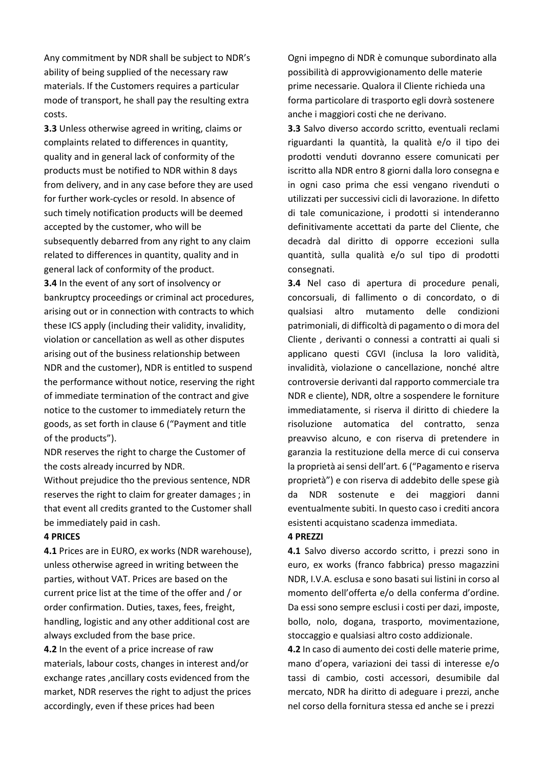Any commitment by NDR shall be subject to NDR's ability of being supplied of the necessary raw materials. If the Customers requires a particular mode of transport, he shall pay the resulting extra costs.

**3.3** Unless otherwise agreed in writing, claims or complaints related to differences in quantity, quality and in general lack of conformity of the products must be notified to NDR within 8 days from delivery, and in any case before they are used for further work-cycles or resold. In absence of such timely notification products will be deemed accepted by the customer, who will be subsequently debarred from any right to any claim related to differences in quantity, quality and in general lack of conformity of the product.

**3.4** In the event of any sort of insolvency or bankruptcy proceedings or criminal act procedures, arising out or in connection with contracts to which these ICS apply (including their validity, invalidity, violation or cancellation as well as other disputes arising out of the business relationship between NDR and the customer), NDR is entitled to suspend the performance without notice, reserving the right of immediate termination of the contract and give notice to the customer to immediately return the goods, as set forth in clause 6 ("Payment and title of the products").

NDR reserves the right to charge the Customer of the costs already incurred by NDR.

Without prejudice tho the previous sentence, NDR reserves the right to claim for greater damages ; in that event all credits granted to the Customer shall be immediately paid in cash.

**4 PRICES**

**4.1** Prices are in EURO, ex works (NDR warehouse), unless otherwise agreed in writing between the parties, without VAT. Prices are based on the current price list at the time of the offer and / or order confirmation. Duties, taxes, fees, freight, handling, logistic and any other additional cost are always excluded from the base price.

**4.2** In the event of a price increase of raw materials, labour costs, changes in interest and/or exchange rates ,ancillary costs evidenced from the market, NDR reserves the right to adjust the prices accordingly, even if these prices had been

Ogni impegno di NDR è comunque subordinato alla possibilità di approvvigionamento delle materie prime necessarie. Qualora il Cliente richieda una forma particolare di trasporto egli dovrà sostenere anche i maggiori costi che ne derivano.

**3.3** Salvo diverso accordo scritto, eventuali reclami riguardanti la quantità, la qualità e/o il tipo dei prodotti venduti dovranno essere comunicati per iscritto alla NDR entro 8 giorni dalla loro consegna e in ogni caso prima che essi vengano rivenduti o utilizzati per successivi cicli di lavorazione. In difetto di tale comunicazione, i prodotti si intenderanno definitivamente accettati da parte del Cliente, che decadrà dal diritto di opporre eccezioni sulla quantità, sulla qualità e/o sul tipo di prodotti consegnati.

**3.4** Nel caso di apertura di procedure penali, concorsuali, di fallimento o di concordato, o di qualsiasi altro mutamento delle condizioni patrimoniali, di difficoltà di pagamento o di mora del Cliente , derivanti o connessi a contratti ai quali si applicano questi CGVI (inclusa la loro validità, invalidità, violazione o cancellazione, nonché altre controversie derivanti dal rapporto commerciale tra NDR e cliente), NDR, oltre a sospendere le forniture immediatamente, si riserva il diritto di chiedere la risoluzione automatica del contratto, senza preavviso alcuno, e con riserva di pretendere in garanzia la restituzione della merce di cui conserva la proprietà ai sensi dell'art. 6 ("Pagamento e riserva proprietà") e con riserva di addebito delle spese già da NDR sostenute e dei maggiori danni eventualmente subiti. In questo caso i crediti ancora esistenti acquistano scadenza immediata.

**4 PREZZI**

**4.1** Salvo diverso accordo scritto, i prezzi sono in euro, ex works (franco fabbrica) presso magazzini NDR, I.V.A. esclusa e sono basati sui listini in corso al momento dell'offerta e/o della conferma d'ordine. Da essi sono sempre esclusi i costi per dazi, imposte, bollo, nolo, dogana, trasporto, movimentazione, stoccaggio e qualsiasi altro costo addizionale.

**4.2** In caso di aumento dei costi delle materie prime, mano d'opera, variazioni dei tassi di interesse e/o tassi di cambio, costi accessori, desumibile dal mercato, NDR ha diritto di adeguare i prezzi, anche nel corso della fornitura stessa ed anche se i prezzi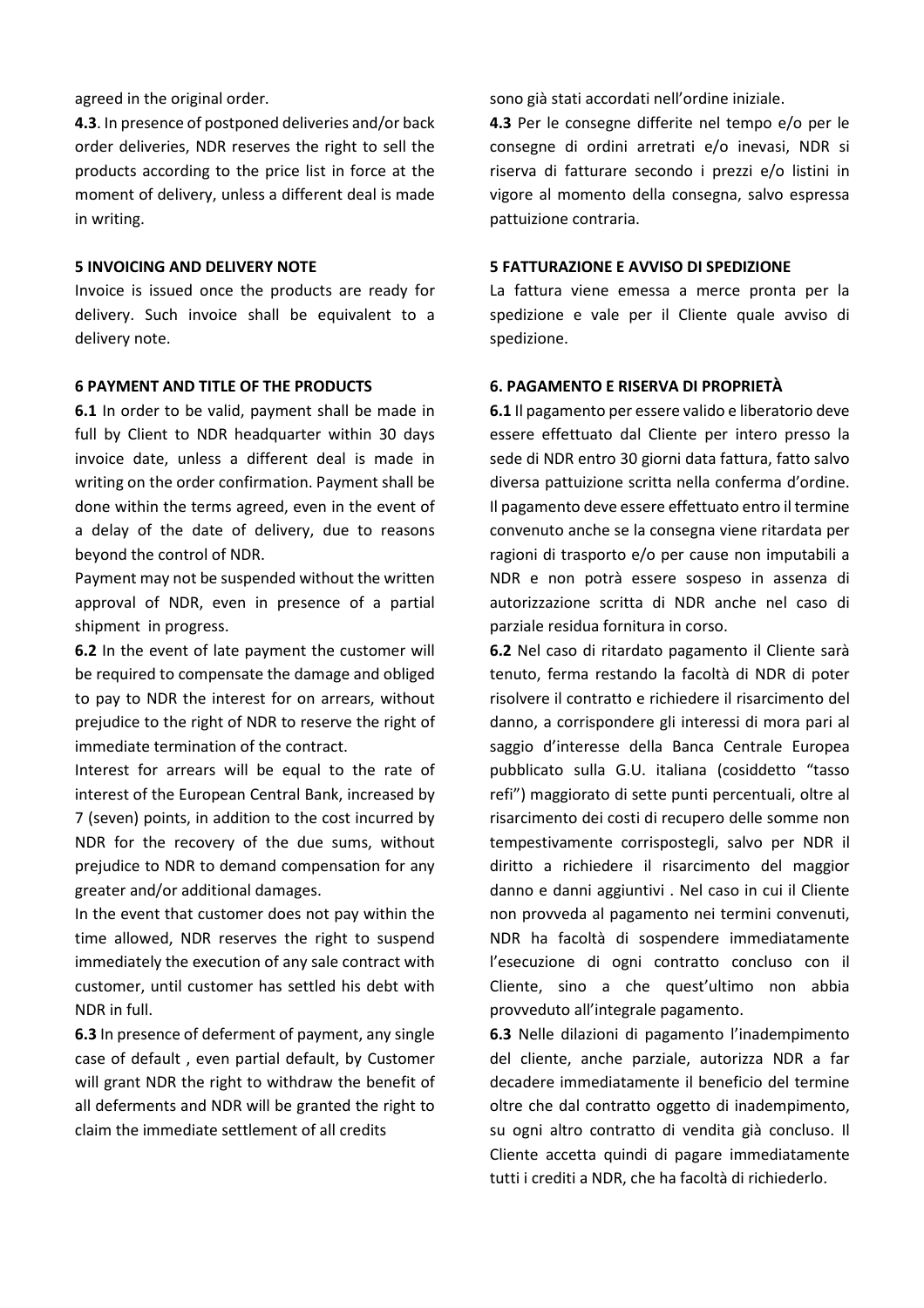agreed in the original order.

**4.3**. In presence of postponed deliveries and/or back order deliveries, NDR reserves the right to sell the products according to the price list in force at the moment of delivery, unless a different deal is made in writing.

**5 INVOICING AND DELIVERY NOTE**

Invoice is issued once the products are ready for delivery. Such invoice shall be equivalent to a delivery note.

**6 PAYMENT AND TITLE OF THE PRODUCTS**

**6.1** In order to be valid, payment shall be made in full by Client to NDR headquarter within 30 days invoice date, unless a different deal is made in writing on the order confirmation. Payment shall be done within the terms agreed, even in the event of a delay of the date of delivery, due to reasons beyond the control of NDR.

Payment may not be suspended without the written approval of NDR, even in presence of a partial shipment in progress.

**6.2** In the event of late payment the customer will be required to compensate the damage and obliged to pay to NDR the interest for on arrears, without prejudice to the right of NDR to reserve the right of immediate termination of the contract.

Interest for arrears will be equal to the rate of interest of the European Central Bank, increased by 7 (seven) points, in addition to the cost incurred by NDR for the recovery of the due sums, without prejudice to NDR to demand compensation for any greater and/or additional damages.

In the event that customer does not pay within the time allowed, NDR reserves the right to suspend immediately the execution of any sale contract with customer, until customer has settled his debt with NDR in full.

**6.3** In presence of deferment of payment, any single case of default , even partial default, by Customer will grant NDR the right to withdraw the benefit of all deferments and NDR will be granted the right to claim the immediate settlement of all credits

sono già stati accordati nell'ordine iniziale.

**4.3** Per le consegne differite nel tempo e/o per le consegne di ordini arretrati e/o inevasi, NDR si riserva di fatturare secondo i prezzi e/o listini in vigore al momento della consegna, salvo espressa pattuizione contraria.

**5 FATTURAZIONE E AVVISO DI SPEDIZIONE**

La fattura viene emessa a merce pronta per la spedizione e vale per il Cliente quale avviso di spedizione.

**6. PAGAMENTO E RISERVA DI PROPRIETÀ**

**6.1** Il pagamento per essere valido e liberatorio deve essere effettuato dal Cliente per intero presso la sede di NDR entro 30 giorni data fattura, fatto salvo diversa pattuizione scritta nella conferma d'ordine. Il pagamento deve essere effettuato entro il termine convenuto anche se la consegna viene ritardata per ragioni di trasporto e/o per cause non imputabili a NDR e non potrà essere sospeso in assenza di autorizzazione scritta di NDR anche nel caso di parziale residua fornitura in corso.

**6.2** Nel caso di ritardato pagamento il Cliente sarà tenuto, ferma restando la facoltà di NDR di poter risolvere il contratto e richiedere il risarcimento del danno, a corrispondere gli interessi di mora pari al saggio d'interesse della Banca Centrale Europea pubblicato sulla G.U. italiana (cosiddetto "tasso refi") maggiorato di sette punti percentuali, oltre al risarcimento dei costi di recupero delle somme non tempestivamente corrispostegli, salvo per NDR il diritto a richiedere il risarcimento del maggior danno e danni aggiuntivi . Nel caso in cui il Cliente non provveda al pagamento nei termini convenuti, NDR ha facoltà di sospendere immediatamente l'esecuzione di ogni contratto concluso con il Cliente, sino a che quest'ultimo non abbia provveduto all'integrale pagamento.

**6.3** Nelle dilazioni di pagamento l'inadempimento del cliente, anche parziale, autorizza NDR a far decadere immediatamente il beneficio del termine oltre che dal contratto oggetto di inadempimento, su ogni altro contratto di vendita già concluso. Il Cliente accetta quindi di pagare immediatamente tutti i crediti a NDR, che ha facoltà di richiederlo.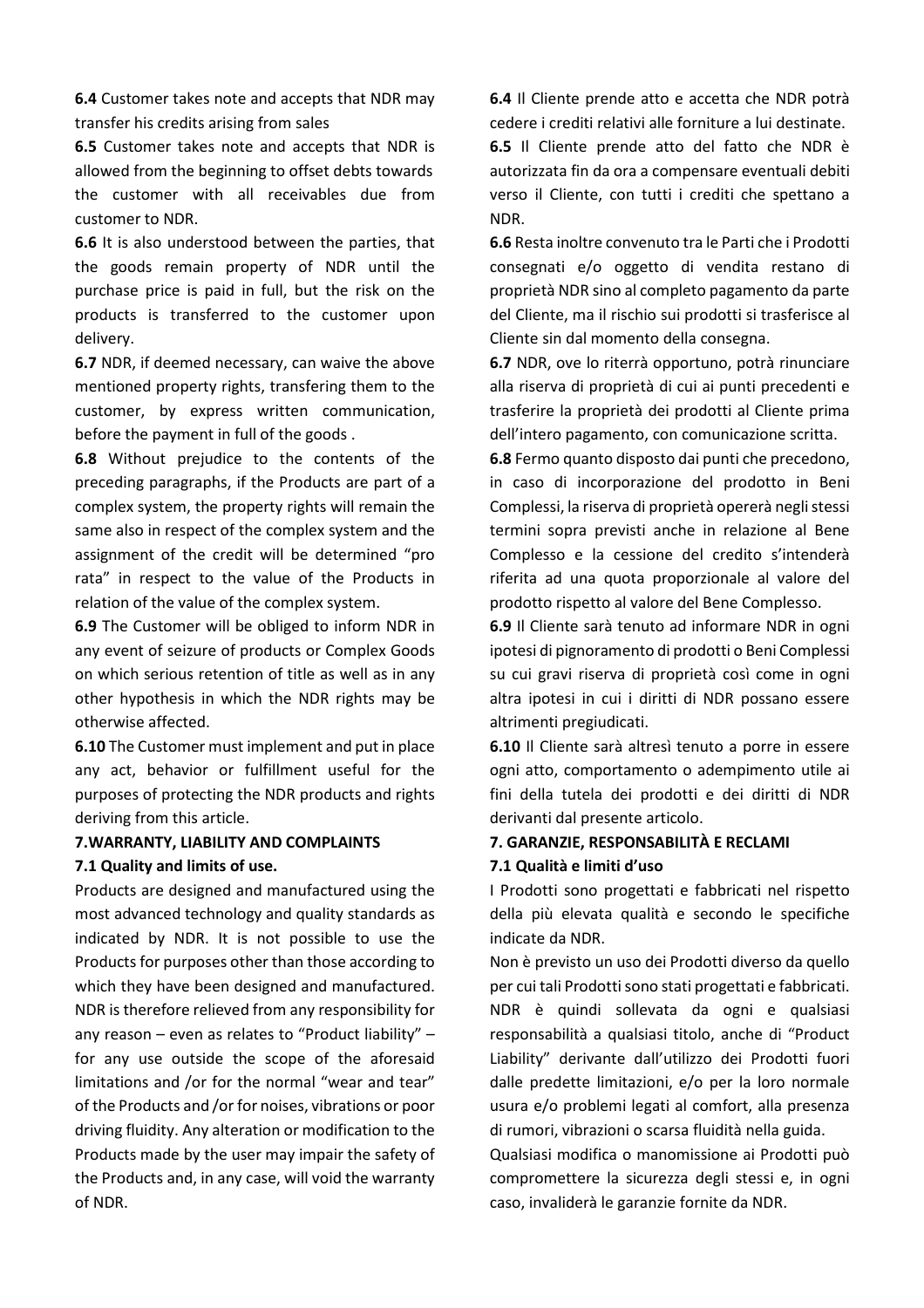**6.4** Customer takes note and accepts that NDR may transfer his credits arising from sales

**6.5** Customer takes note and accepts that NDR is allowed from the beginning to offset debts towards the customer with all receivables due from customer to NDR.

**6.6** It is also understood between the parties, that the goods remain property of NDR until the purchase price is paid in full, but the risk on the products is transferred to the customer upon delivery.

**6.7** NDR, if deemed necessary, can waive the above mentioned property rights, transfering them to the customer, by express written communication, before the payment in full of the goods .

**6.8** Without prejudice to the contents of the preceding paragraphs, if the Products are part of a complex system, the property rights will remain the same also in respect of the complex system and the assignment of the credit will be determined "pro rata" in respect to the value of the Products in relation of the value of the complex system.

**6.9** The Customer will be obliged to inform NDR in any event of seizure of products or Complex Goods on which serious retention of title as well as in any other hypothesis in which the NDR rights may be otherwise affected.

**6.10** The Customer must implement and put in place any act, behavior or fulfillment useful for the purposes of protecting the NDR products and rights deriving from this article.

**7.WARRANTY, LIABILITY AND COMPLAINTS**

**7.1 Quality and limits of use.**

Products are designed and manufactured using the most advanced technology and quality standards as indicated by NDR. It is not possible to use the Products for purposes other than those according to which they have been designed and manufactured. NDR is therefore relieved from any responsibility for any reason – even as relates to "Product liability" – for any use outside the scope of the aforesaid limitations and /or for the normal "wear and tear" of the Products and /or for noises, vibrations or poor driving fluidity. Any alteration or modification to the Products made by the user may impair the safety of the Products and, in any case, will void the warranty of NDR.

**6.4** Il Cliente prende atto e accetta che NDR potrà cedere i crediti relativi alle forniture a lui destinate.

**6.5** Il Cliente prende atto del fatto che NDR è autorizzata fin da ora a compensare eventuali debiti verso il Cliente, con tutti i crediti che spettano a NDR.

**6.6** Resta inoltre convenuto tra le Parti che i Prodotti consegnati e/o oggetto di vendita restano di proprietà NDR sino al completo pagamento da parte del Cliente, ma il rischio sui prodotti si trasferisce al Cliente sin dal momento della consegna.

**6.7** NDR, ove lo riterrà opportuno, potrà rinunciare alla riserva di proprietà di cui ai punti precedenti e trasferire la proprietà dei prodotti al Cliente prima dell'intero pagamento, con comunicazione scritta.

**6.8** Fermo quanto disposto dai punti che precedono, in caso di incorporazione del prodotto in Beni Complessi, la riserva di proprietà opererà negli stessi termini sopra previsti anche in relazione al Bene Complesso e la cessione del credito s'intenderà riferita ad una quota proporzionale al valore del prodotto rispetto al valore del Bene Complesso.

**6.9** Il Cliente sarà tenuto ad informare NDR in ogni ipotesi di pignoramento di prodotti o Beni Complessi su cui gravi riserva di proprietà così come in ogni altra ipotesi in cui i diritti di NDR possano essere altrimenti pregiudicati.

**6.10** Il Cliente sarà altresì tenuto a porre in essere ogni atto, comportamento o adempimento utile ai fini della tutela dei prodotti e dei diritti di NDR derivanti dal presente articolo.

**7. GARANZIE, RESPONSABILITÀ E RECLAMI**

**7.1 Qualità e limiti d'uso**

I Prodotti sono progettati e fabbricati nel rispetto della più elevata qualità e secondo le specifiche indicate da NDR.

Non è previsto un uso dei Prodotti diverso da quello per cui tali Prodotti sono stati progettati e fabbricati. NDR è quindi sollevata da ogni e qualsiasi responsabilità a qualsiasi titolo, anche di "Product Liability" derivante dall'utilizzo dei Prodotti fuori dalle predette limitazioni, e/o per la loro normale usura e/o problemi legati al comfort, alla presenza di rumori, vibrazioni o scarsa fluidità nella guida.

Qualsiasi modifica o manomissione ai Prodotti può compromettere la sicurezza degli stessi e, in ogni caso, invaliderà le garanzie fornite da NDR.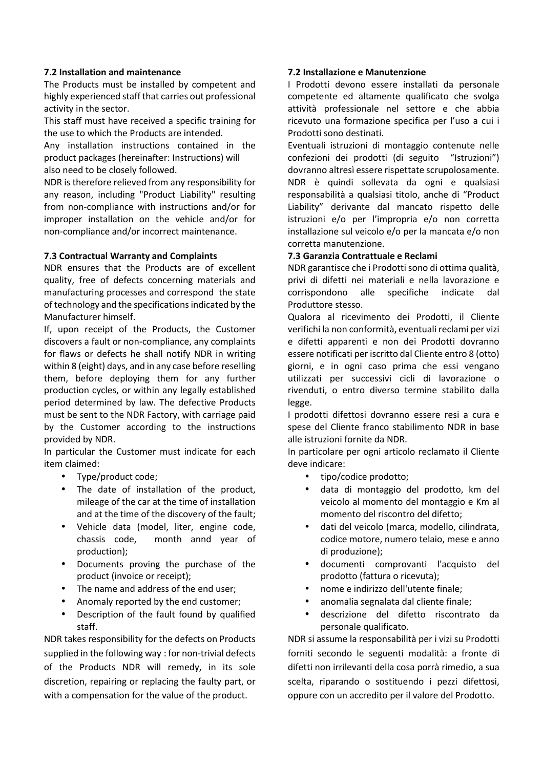### 7.2 Installation and maintenance

The Products must be installed by competent and highly experienced staff that carries out professional activity in the sector.

This staff must have received a specific training for the use to which the Products are intended.

Any installation instructions contained in the product packages (hereinafter: Instructions) will also need to be closely followed.

NDR is therefore relieved from any responsibility for any reason, including "Product Liability" resulting from non-compliance with instructions and/or for improper installation on the vehicle and/or for non-compliance and/or incorrect maintenance.

### 7.3 Contractual Warranty and Complaints

NDR ensures that the Products are of excellent quality, free of defects concerning materials and manufacturing processes and correspond the state of technology and the specifications indicated by the Manufacturer himself.

If, upon receipt of the Products, the Customer discovers a fault or non-compliance, any complaints for flaws or defects he shall notify NDR in writing within 8 (eight) days, and in any case before reselling them, before deploying them for any further production cycles, or within any legally established period determined by law. The defective Products must be sent to the NDR Factory, with carriage paid by the Customer according to the instructions provided by NDR.

In particular the Customer must indicate for each item claimed:

- Type/product code;
- The date of installation of the product, mileage of the car at the time of installation and at the time of the discovery of the fault;
- Vehicle data (model, liter, engine code, chassis code, month annd year of production);
- Documents proving the purchase of the product (invoice or receipt);
- The name and address of the end user;
- Anomaly reported by the end customer;
- Description of the fault found by qualified staff.

NDR takes responsibility for the defects on Products supplied in the following way : for non-trivial defects of the Products NDR will remedy, in its sole discretion, repairing or replacing the faulty part, or with a compensation for the value of the product.

### 7.2 Installazione e Manutenzione

I Prodotti devono essere installati da personale competente ed altamente qualificato che svolga attività professionale nel settore e che abbia ricevuto una formazione specifica per l'uso a cui i Prodotti sono destinati.

Eventuali istruzioni di montaggio contenute nelle confezioni dei prodotti (di seguito "Istruzioni") dovranno altresì essere rispettate scrupolosamente.

NDR è quindi sollevata da ogni e qualsiasi responsabilità a qualsiasi titolo, anche di "Product Liability" derivante dal mancato rispetto delle istruzioni e/o per l'impropria e/o non corretta installazione sul veicolo e/o per la mancata e/o non corretta manutenzione.

### 7.3 Garanzia Contrattuale e Reclami

NDR garantisce che i Prodotti sono di ottima qualità, privi di difetti nei materiali e nella lavorazione e corrispondono alle specifiche indicate dal Produttore stesso.

Qualora al ricevimento dei Prodotti, il Cliente verifichi la non conformità, eventuali reclami per vizi e difetti apparenti e non dei Prodotti dovranno essere notificati per iscritto dal Cliente entro 8 (otto) giorni, e in ogni caso prima che essi vengano utilizzati per successivi cicli di lavorazione o rivenduti, o entro diverso termine stabilito dalla legge.

I prodotti difettosi dovranno essere resi a cura e spese del Cliente franco stabilimento NDR in base alle istruzioni fornite da NDR.

In particolare per ogni articolo reclamato il Cliente deve indicare:

- tipo/codice prodotto;
- data di montaggio del prodotto, km del veicolo al momento del montaggio e Km al momento del riscontro del difetto;
- dati del veicolo (marca, modello, cilindrata, codice motore, numero telaio, mese e anno di produzione);
- documenti comprovanti l'acquisto del prodotto (fattura o ricevuta);
- nome e indirizzo dell'utente finale;
- anomalia segnalata dal cliente finale;
- descrizione del difetto riscontrato da personale qualificato.

NDR si assume la responsabilità per i vizi su Prodotti forniti secondo le seguenti modalità: a fronte di difetti non irrilevanti della cosa porrà rimedio, a sua scelta, riparando o sostituendo i pezzi difettosi, oppure con un accredito per il valore del Prodotto.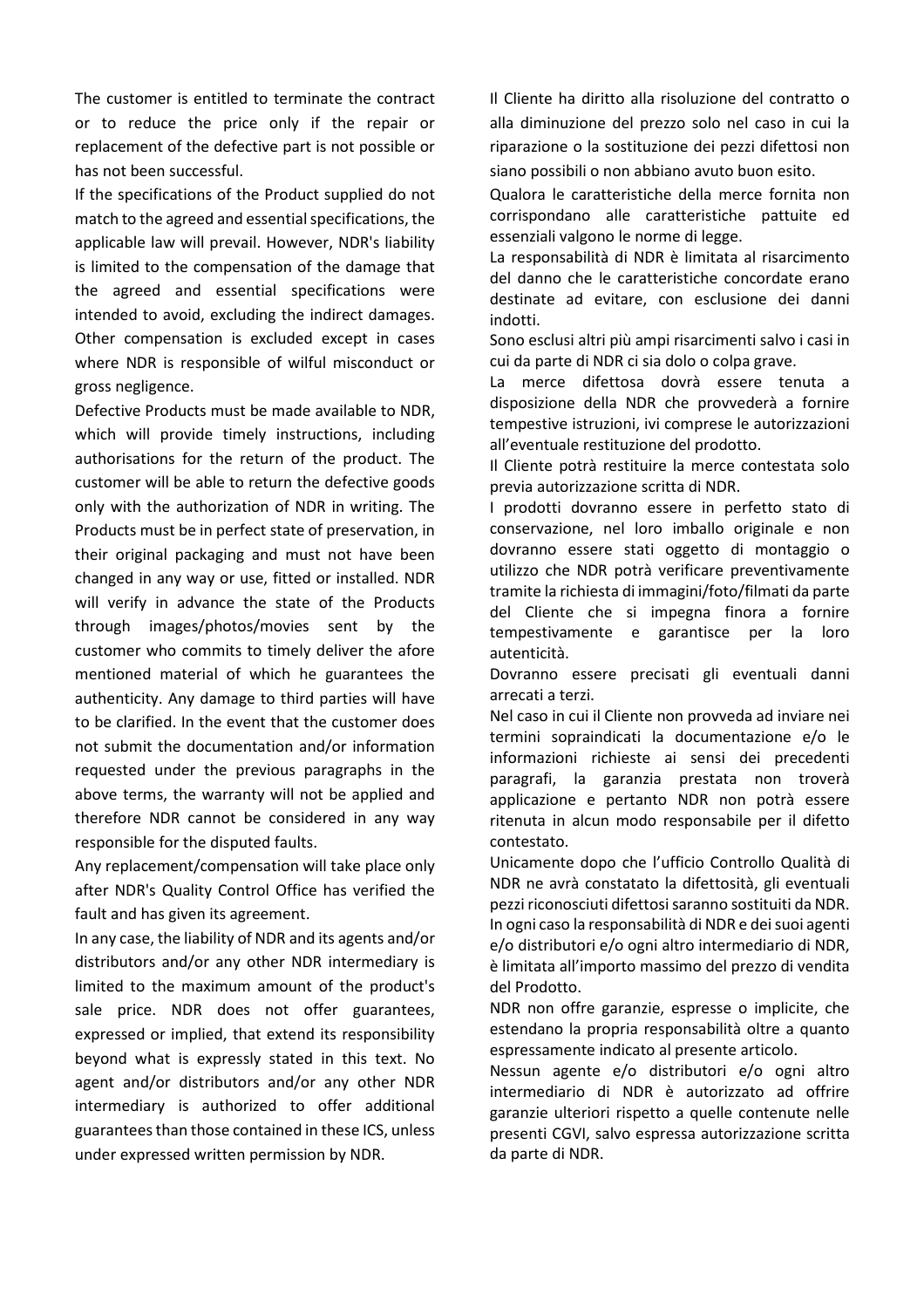The customer is entitled to terminate the contract or to reduce the price only if the repair or replacement of the defective part is not possible or has not been successful.

If the specifications of the Product supplied do not match to the agreed and essential specifications, the applicable law will prevail. However, NDR's liability is limited to the compensation of the damage that the agreed and essential specifications were intended to avoid, excluding the indirect damages. Other compensation is excluded except in cases where NDR is responsible of wilful misconduct or gross negligence.

Defective Products must be made available to NDR, which will provide timely instructions, including authorisations for the return of the product. The customer will be able to return the defective goods only with the authorization of NDR in writing. The Products must be in perfect state of preservation, in their original packaging and must not have been changed in any way or use, fitted or installed. NDR will verify in advance the state of the Products through images/photos/movies sent by the customer who commits to timely deliver the afore mentioned material of which he guarantees the authenticity. Any damage to third parties will have to be clarified. In the event that the customer does not submit the documentation and/or information requested under the previous paragraphs in the above terms, the warranty will not be applied and therefore NDR cannot be considered in any way responsible for the disputed faults.

Any replacement/compensation will take place only after NDR's Quality Control Office has verified the fault and has given its agreement.

In any case, the liability of NDR and its agents and/or distributors and/or any other NDR intermediary is limited to the maximum amount of the product's sale price. NDR does not offer guarantees, expressed or implied, that extend its responsibility beyond what is expressly stated in this text. No agent and/or distributors and/or any other NDR intermediary is authorized to offer additional guarantees than those contained in these ICS, unless under expressed written permission by NDR.

Il Cliente ha diritto alla risoluzione del contratto o alla diminuzione del prezzo solo nel caso in cui la riparazione o la sostituzione dei pezzi difettosi non siano possibili o non abbiano avuto buon esito.

Qualora le caratteristiche della merce fornita non corrispondano alle caratteristiche pattuite ed essenziali valgono le norme di legge.

La responsabilità di NDR è limitata al risarcimento del danno che le caratteristiche concordate erano destinate ad evitare, con esclusione dei danni indotti.

Sono esclusi altri più ampi risarcimenti salvo i casi in cui da parte di NDR ci sia dolo o colpa grave.

La merce difettosa dovrà essere tenuta a disposizione della NDR che provvederà a fornire tempestive istruzioni, ivi comprese le autorizzazioni all'eventuale restituzione del prodotto.

Il Cliente potrà restituire la merce contestata solo previa autorizzazione scritta di NDR.

I prodotti dovranno essere in perfetto stato di conservazione, nel loro imballo originale e non dovranno essere stati oggetto di montaggio o utilizzo che NDR potrà verificare preventivamente tramite la richiesta di immagini/foto/filmati da parte del Cliente che si impegna finora a fornire tempestivamente e garantisce per la loro autenticità.

Dovranno essere precisati gli eventuali danni arrecati a terzi.

Nel caso in cui il Cliente non provveda ad inviare nei termini sopraindicati la documentazione e/o le informazioni richieste ai sensi dei precedenti paragrafi, la garanzia prestata non troverà applicazione e pertanto NDR non potrà essere ritenuta in alcun modo responsabile per il difetto contestato.

Unicamente dopo che l'ufficio Controllo Qualità di NDR ne avrà constatato la difettosità, gli eventuali pezzi riconosciuti difettosi saranno sostituiti da NDR.

In ogni caso la responsabilità di NDR e dei suoi agenti e/o distributori e/o ogni altro intermediario di NDR, è limitata all'importo massimo del prezzo di vendita del Prodotto.

NDR non offre garanzie, espresse o implicite, che estendano la propria responsabilità oltre a quanto espressamente indicato al presente articolo.

Nessun agente e/o distributori e/o ogni altro intermediario di NDR è autorizzato ad offrire garanzie ulteriori rispetto a quelle contenute nelle presenti CGVI, salvo espressa autorizzazione scritta da parte di NDR.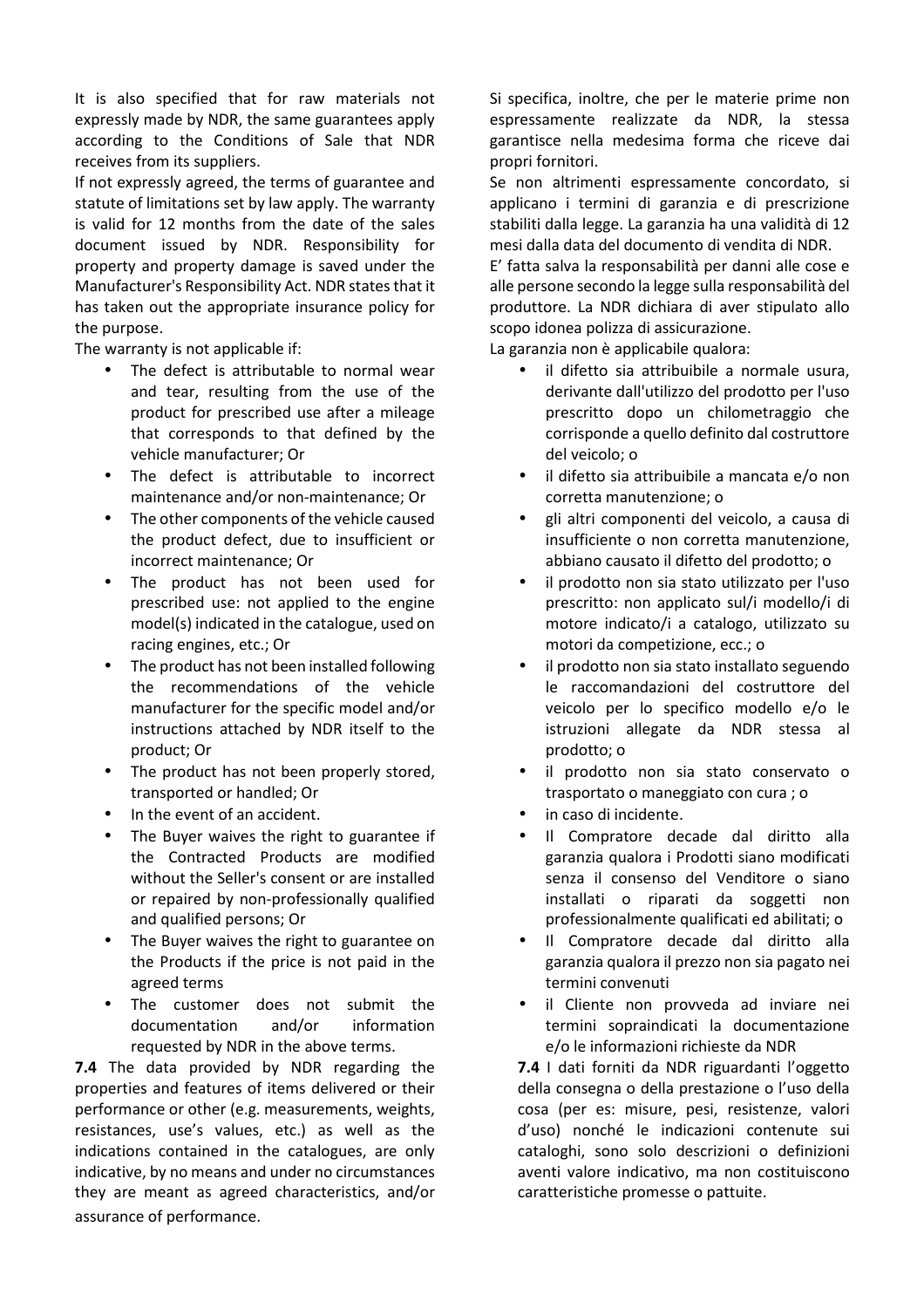It is also specified that for raw materials not expressly made by NDR, the same guarantees apply according to the Conditions of Sale that NDR receives from its suppliers.

If not expressly agreed, the terms of guarantee and statute of limitations set by law apply. The warranty is valid for 12 months from the date of the sales document issued by NDR. Responsibility for property and property damage is saved under the Manufacturer's Responsibility Act. NDR states that it has taken out the appropriate insurance policy for the purpose.

The warranty is not applicable if:

- The defect is attributable to normal wear and tear, resulting from the use of the product for prescribed use after a mileage that corresponds to that defined by the vehicle manufacturer; Or
- The defect is attributable to incorrect maintenance and/or non-maintenance; Or
- The other components of the vehicle caused the product defect, due to insufficient or incorrect maintenance; Or
- The product has not been used for prescribed use: not applied to the engine model(s) indicated in the catalogue, used on racing engines, etc.; Or
- The product has not been installed following the recommendations of the vehicle manufacturer for the specific model and/or instructions attached by NDR itself to the product; Or
- The product has not been properly stored, transported or handled; Or
- In the event of an accident.
- The Buyer waives the right to guarantee if the Contracted Products are modified without the Seller's consent or are installed or repaired by non-professionally qualified and qualified persons; Or
- The Buyer waives the right to guarantee on the Products if the price is not paid in the agreed terms
- The customer does not submit the documentation and/or information requested by NDR in the above terms.

**7.4** The data provided by NDR regarding the properties and features of items delivered or their performance or other (e.g. measurements, weights, resistances, use's values, etc.) as well as the indications contained in the catalogues, are only indicative, by no means and under no circumstances they are meant as agreed characteristics, and/or assurance of performance.

Si specifica, inoltre, che per le materie prime non espressamente realizzate da NDR, la stessa garantisce nella medesima forma che riceve dai propri fornitori.

Se non altrimenti espressamente concordato, si applicano i termini di garanzia e di prescrizione stabiliti dalla legge. La garanzia ha una validità di 12 mesi dalla data del documento di vendita di NDR.

E' fatta salva la responsabilità per danni alle cose e alle persone secondo la legge sulla responsabilità del produttore. La NDR dichiara di aver stipulato allo scopo idonea polizza di assicurazione.

La garanzia non è applicabile qualora:

- il difetto sia attribuibile a normale usura, derivante dall'utilizzo del prodotto per l'uso prescritto dopo un chilometraggio che corrisponde a quello definito dal costruttore del veicolo; o
- il difetto sia attribuibile a mancata e/o non corretta manutenzione; o
- gli altri componenti del veicolo, a causa di insufficiente o non corretta manutenzione, abbiano causato il difetto del prodotto; o
- il prodotto non sia stato utilizzato per l'uso prescritto: non applicato sul/i modello/i di motore indicato/i a catalogo, utilizzato su motori da competizione, ecc.; o
- il prodotto non sia stato installato seguendo le raccomandazioni del costruttore del veicolo per lo specifico modello e/o le istruzioni allegate da NDR stessa al prodotto; o
- il prodotto non sia stato conservato o trasportato o maneggiato con cura ; o
- in caso di incidente.
- Il Compratore decade dal diritto alla garanzia qualora i Prodotti siano modificati senza il consenso del Venditore o siano installati o riparati da soggetti non professionalmente qualificati ed abilitati; o
- Il Compratore decade dal diritto alla garanzia qualora il prezzo non sia pagato nei termini convenuti
- il Cliente non provveda ad inviare nei termini sopraindicati la documentazione e/o le informazioni richieste da NDR

**7.4** I dati forniti da NDR riguardanti l'oggetto della consegna o della prestazione o l'uso della cosa (per es: misure, pesi, resistenze, valori d'uso) nonché le indicazioni contenute sui cataloghi, sono solo descrizioni o definizioni aventi valore indicativo, ma non costituiscono caratteristiche promesse o pattuite.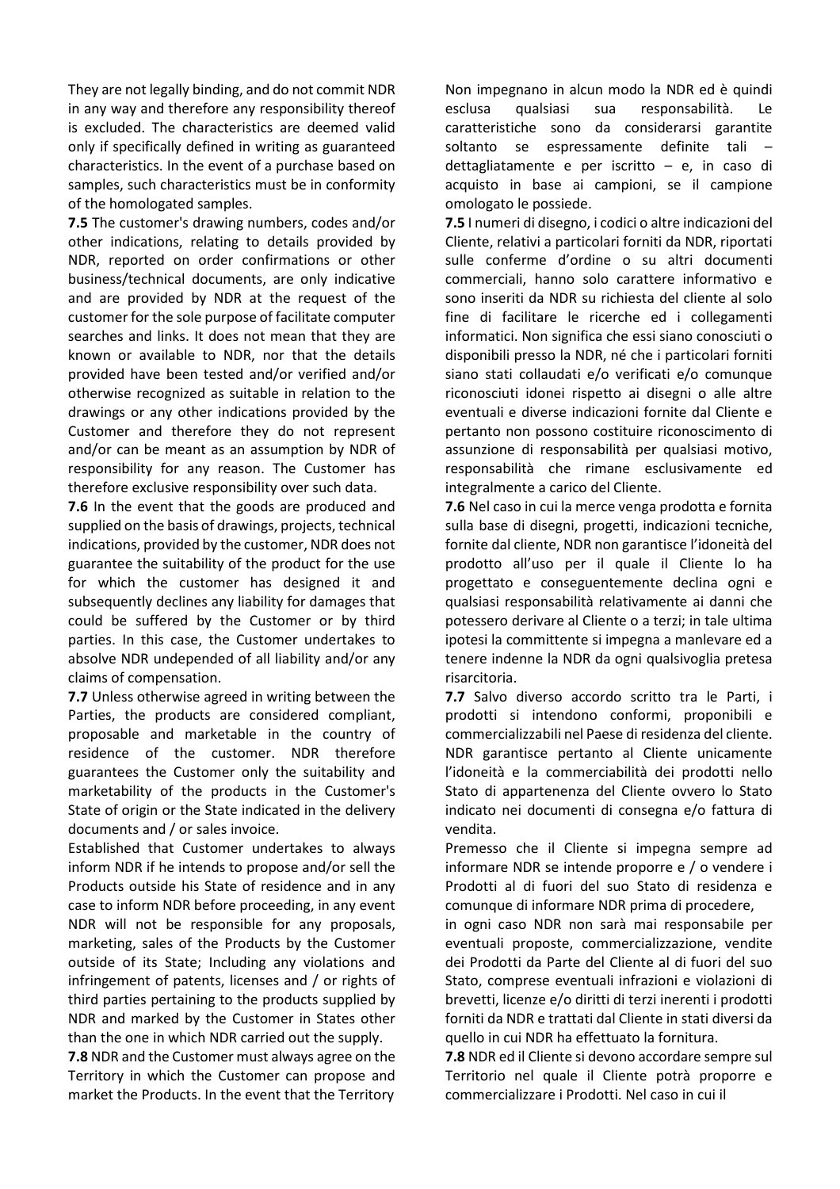They are not legally binding, and do not commit NDR in any way and therefore any responsibility thereof is excluded. The characteristics are deemed valid only if specifically defined in writing as guaranteed characteristics. In the event of a purchase based on samples, such characteristics must be in conformity of the homologated samples.

**7.5** The customer's drawing numbers, codes and/or other indications, relating to details provided by NDR, reported on order confirmations or other business/technical documents, are only indicative and are provided by NDR at the request of the customer for the sole purpose of facilitate computer searches and links. It does not mean that they are known or available to NDR, nor that the details provided have been tested and/or verified and/or otherwise recognized as suitable in relation to the drawings or any other indications provided by the Customer and therefore they do not represent and/or can be meant as an assumption by NDR of responsibility for any reason. The Customer has therefore exclusive responsibility over such data.

**7.6** In the event that the goods are produced and supplied on the basis of drawings, projects, technical indications, provided by the customer, NDR does not guarantee the suitability of the product for the use for which the customer has designed it and subsequently declines any liability for damages that could be suffered by the Customer or by third parties. In this case, the Customer undertakes to absolve NDR undepended of all liability and/or any claims of compensation.

**7.7** Unless otherwise agreed in writing between the Parties, the products are considered compliant, proposable and marketable in the country of residence of the customer. NDR therefore guarantees the Customer only the suitability and marketability of the products in the Customer's State of origin or the State indicated in the delivery documents and / or sales invoice.

Established that Customer undertakes to always inform NDR if he intends to propose and/or sell the Products outside his State of residence and in any case to inform NDR before proceeding, in any event NDR will not be responsible for any proposals, marketing, sales of the Products by the Customer outside of its State; Including any violations and infringement of patents, licenses and / or rights of third parties pertaining to the products supplied by NDR and marked by the Customer in States other than the one in which NDR carried out the supply.

**7.8** NDR and the Customer must always agree on the Territory in which the Customer can propose and market the Products. In the event that the Territory

Non impegnano in alcun modo la NDR ed è quindi esclusa qualsiasi sua responsabilità. Le caratteristiche sono da considerarsi garantite soltanto se espressamente definite tali – dettagliatamente e per iscritto – e, in caso di acquisto in base ai campioni, se il campione omologato le possiede.

**7.5** I numeri di disegno, i codici o altre indicazioni del Cliente, relativi a particolari forniti da NDR, riportati sulle conferme d'ordine o su altri documenti commerciali, hanno solo carattere informativo e sono inseriti da NDR su richiesta del cliente al solo fine di facilitare le ricerche ed i collegamenti informatici. Non significa che essi siano conosciuti o disponibili presso la NDR, né che i particolari forniti siano stati collaudati e/o verificati e/o comunque riconosciuti idonei rispetto ai disegni o alle altre eventuali e diverse indicazioni fornite dal Cliente e pertanto non possono costituire riconoscimento di assunzione di responsabilità per qualsiasi motivo, responsabilità che rimane esclusivamente ed integralmente a carico del Cliente.

**7.6** Nel caso in cui la merce venga prodotta e fornita sulla base di disegni, progetti, indicazioni tecniche, fornite dal cliente, NDR non garantisce l'idoneità del prodotto all'uso per il quale il Cliente lo ha progettato e conseguentemente declina ogni e qualsiasi responsabilità relativamente ai danni che potessero derivare al Cliente o a terzi; in tale ultima ipotesi la committente si impegna a manlevare ed a tenere indenne la NDR da ogni qualsivoglia pretesa risarcitoria.

**7.7** Salvo diverso accordo scritto tra le Parti, i prodotti si intendono conformi, proponibili e commercializzabili nel Paese di residenza del cliente. NDR garantisce pertanto al Cliente unicamente l'idoneità e la commerciabilità dei prodotti nello Stato di appartenenza del Cliente ovvero lo Stato indicato nei documenti di consegna e/o fattura di vendita.

Premesso che il Cliente si impegna sempre ad informare NDR se intende proporre e / o vendere i Prodotti al di fuori del suo Stato di residenza e comunque di informare NDR prima di procedere,

in ogni caso NDR non sarà mai responsabile per eventuali proposte, commercializzazione, vendite dei Prodotti da Parte del Cliente al di fuori del suo Stato, comprese eventuali infrazioni e violazioni di brevetti, licenze e/o diritti di terzi inerenti i prodotti forniti da NDR e trattati dal Cliente in stati diversi da quello in cui NDR ha effettuato la fornitura.

**7.8** NDR ed il Cliente si devono accordare sempre sul Territorio nel quale il Cliente potrà proporre e commercializzare i Prodotti. Nel caso in cui il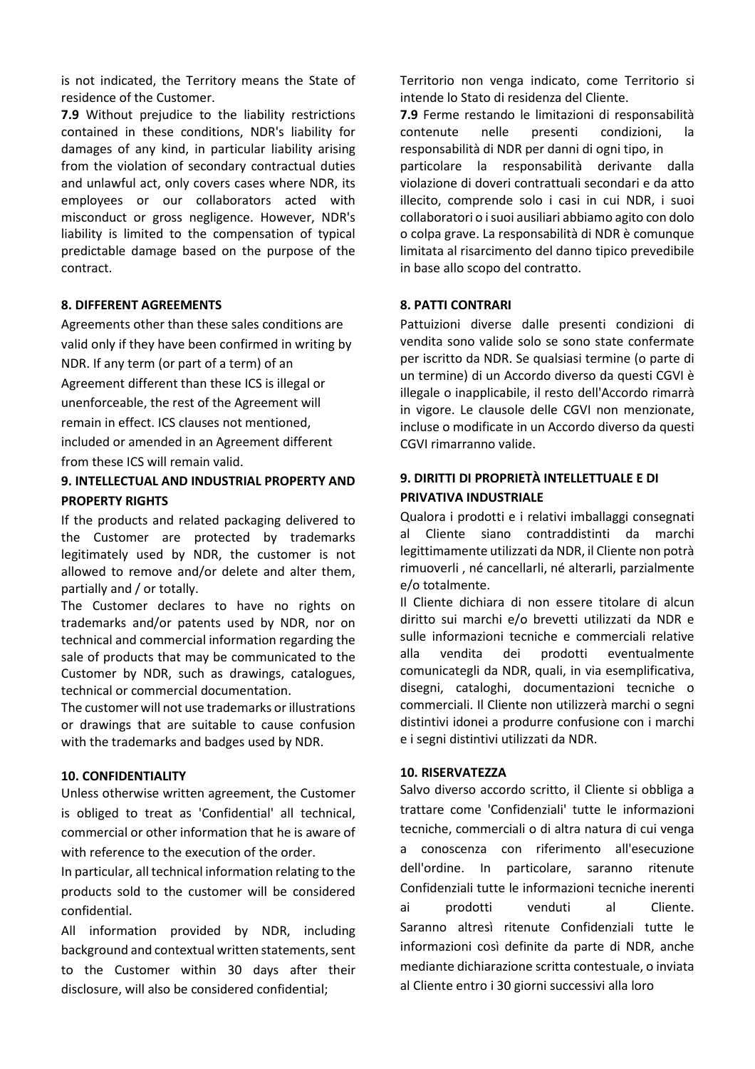is not indicated, the Territory means the State of residence of the Customer.

**7.9** Without prejudice to the liability restrictions contained in these conditions, NDR's liability for damages of any kind, in particular liability arising from the violation of secondary contractual duties and unlawful act, only covers cases where NDR, its employees or our collaborators acted with misconduct or gross negligence. However, NDR's liability is limited to the compensation of typical predictable damage based on the purpose of the contract.

**8. DIFFERENT AGREEMENTS**

Agreements other than these sales conditions are valid only if they have been confirmed in writing by NDR. If any term (or part of a term) of an Agreement different than these ICS is illegal or unenforceable, the rest of the Agreement will remain in effect. ICS clauses not mentioned, included or amended in an Agreement different from these ICS will remain valid.

**9. INTELLECTUAL AND INDUSTRIAL PROPERTY AND PROPERTY RIGHTS**

If the products and related packaging delivered to the Customer are protected by trademarks legitimately used by NDR, the customer is not allowed to remove and/or delete and alter them, partially and / or totally.

The Customer declares to have no rights on trademarks and/or patents used by NDR, nor on technical and commercial information regarding the sale of products that may be communicated to the Customer by NDR, such as drawings, catalogues, technical or commercial documentation.

The customer will not use trademarks or illustrations or drawings that are suitable to cause confusion with the trademarks and badges used by NDR.

**10. CONFIDENTIALITY**

Unless otherwise written agreement, the Customer is obliged to treat as 'Confidential' all technical, commercial or other information that he is aware of with reference to the execution of the order.

In particular, all technical information relating to the products sold to the customer will be considered confidential.

All information provided by NDR, including background and contextual written statements, sent to the Customer within 30 days after their disclosure, will also be considered confidential;

Territorio non venga indicato, come Territorio si intende lo Stato di residenza del Cliente.

**7.9** Ferme restando le limitazioni di responsabilità contenute nelle presenti condizioni, la responsabilità di NDR per danni di ogni tipo, in particolare la responsabilità derivante dalla violazione di doveri contrattuali secondari e da atto illecito, comprende solo i casi in cui NDR, i suoi collaboratori o i suoi ausiliari abbiamo agito con dolo o colpa grave. La responsabilità di NDR è comunque limitata al risarcimento del danno tipico prevedibile in base allo scopo del contratto.

**8. PATTI CONTRARI**

Pattuizioni diverse dalle presenti condizioni di vendita sono valide solo se sono state confermate per iscritto da NDR. Se qualsiasi termine (o parte di un termine) di un Accordo diverso da questi CGVI è illegale o inapplicabile, il resto dell'Accordo rimarrà in vigore. Le clausole delle CGVI non menzionate, incluse o modificate in un Accordo diverso da questi CGVI rimarranno valide.

**9. DIRITTI DI PROPRIETÀ INTELLETTUALE E DI PRIVATIVA INDUSTRIALE**

Qualora i prodotti e i relativi imballaggi consegnati al Cliente siano contraddistinti da marchi legittimamente utilizzati da NDR, il Cliente non potrà rimuoverli , né cancellarli, né alterarli, parzialmente e/o totalmente.

Il Cliente dichiara di non essere titolare di alcun diritto sui marchi e/o brevetti utilizzati da NDR e sulle informazioni tecniche e commerciali relative alla vendita dei prodotti eventualmente comunicategli da NDR, quali, in via esemplificativa, disegni, cataloghi, documentazioni tecniche o commerciali. Il Cliente non utilizzerà marchi o segni distintivi idonei a produrre confusione con i marchi e i segni distintivi utilizzati da NDR.

**10. RISERVATEZZA**

Salvo diverso accordo scritto, il Cliente si obbliga a trattare come 'Confidenziali' tutte le informazioni tecniche, commerciali o di altra natura di cui venga a conoscenza con riferimento all'esecuzione dell'ordine. In particolare, saranno ritenute Confidenziali tutte le informazioni tecniche inerenti ai prodotti venduti al Cliente. Saranno altresì ritenute Confidenziali tutte le informazioni così definite da parte di NDR, anche mediante dichiarazione scritta contestuale, o inviata al Cliente entro i 30 giorni successivi alla loro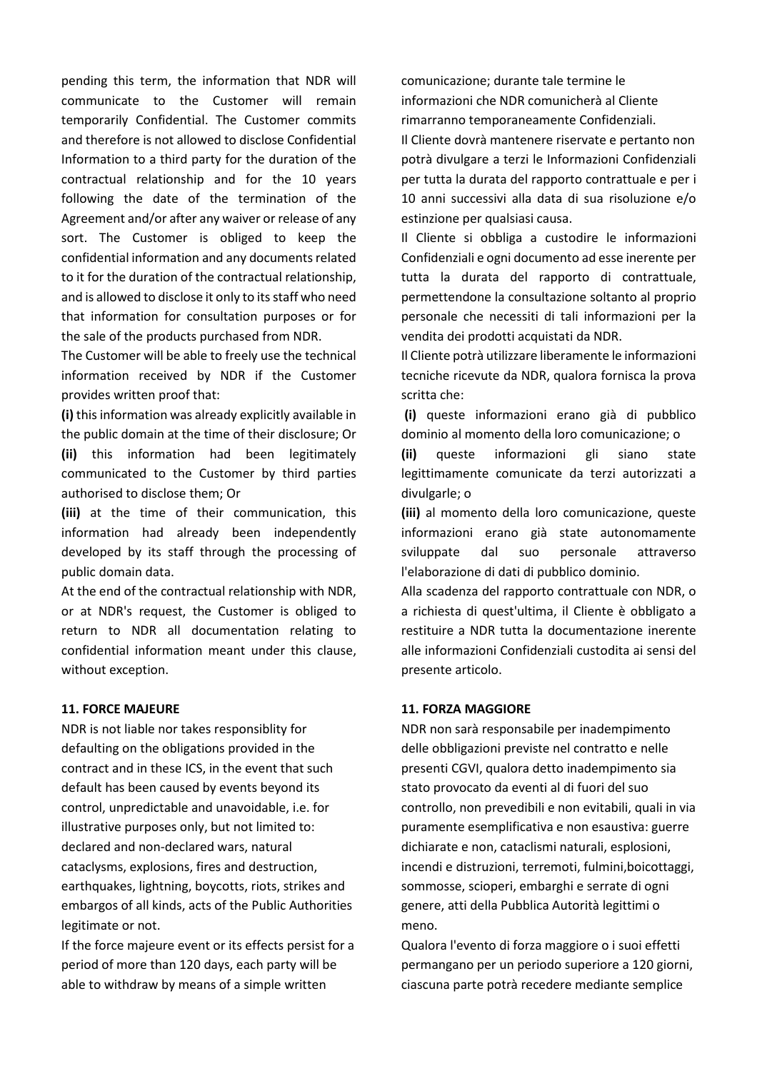pending this term, the information that NDR will communicate to the Customer will remain temporarily Confidential. The Customer commits and therefore is not allowed to disclose Confidential Information to a third party for the duration of the contractual relationship and for the 10 years following the date of the termination of the Agreement and/or after any waiver or release of any sort. The Customer is obliged to keep the confidential information and any documents related to it for the duration of the contractual relationship, and is allowed to disclose it only to its staff who need that information for consultation purposes or for the sale of the products purchased from NDR.

The Customer will be able to freely use the technical information received by NDR if the Customer provides written proof that:

**(i)** this information was already explicitly available in the public domain at the time of their disclosure; Or

**(ii)** this information had been legitimately communicated to the Customer by third parties authorised to disclose them; Or

**(iii)** at the time of their communication, this information had already been independently developed by its staff through the processing of public domain data.

At the end of the contractual relationship with NDR, or at NDR's request, the Customer is obliged to return to NDR all documentation relating to confidential information meant under this clause, without exception.

**11. FORCE MAJEURE**

NDR is not liable nor takes responsiblity for defaulting on the obligations provided in the contract and in these ICS, in the event that such default has been caused by events beyond its control, unpredictable and unavoidable, i.e. for illustrative purposes only, but not limited to: declared and non-declared wars, natural cataclysms, explosions, fires and destruction, earthquakes, lightning, boycotts, riots, strikes and embargos of all kinds, acts of the Public Authorities legitimate or not.

If the force majeure event or its effects persist for a period of more than 120 days, each party will be able to withdraw by means of a simple written

comunicazione; durante tale termine le informazioni che NDR comunicherà al Cliente rimarranno temporaneamente Confidenziali.

Il Cliente dovrà mantenere riservate e pertanto non potrà divulgare a terzi le Informazioni Confidenziali per tutta la durata del rapporto contrattuale e per i 10 anni successivi alla data di sua risoluzione e/o estinzione per qualsiasi causa.

Il Cliente si obbliga a custodire le informazioni Confidenziali e ogni documento ad esse inerente per tutta la durata del rapporto di contrattuale, permettendone la consultazione soltanto al proprio personale che necessiti di tali informazioni per la vendita dei prodotti acquistati da NDR.

Il Cliente potrà utilizzare liberamente le informazioni tecniche ricevute da NDR, qualora fornisca la prova scritta che:

**(i)** queste informazioni erano già di pubblico dominio al momento della loro comunicazione; o

**(ii)** queste informazioni gli siano state legittimamente comunicate da terzi autorizzati a divulgarle; o

**(iii)** al momento della loro comunicazione, queste informazioni erano già state autonomamente sviluppate dal suo personale attraverso l'elaborazione di dati di pubblico dominio.

Alla scadenza del rapporto contrattuale con NDR, o a richiesta di quest'ultima, il Cliente è obbligato a restituire a NDR tutta la documentazione inerente alle informazioni Confidenziali custodita ai sensi del presente articolo.

**11. FORZA MAGGIORE**

NDR non sarà responsabile per inadempimento delle obbligazioni previste nel contratto e nelle presenti CGVI, qualora detto inadempimento sia stato provocato da eventi al di fuori del suo controllo, non prevedibili e non evitabili, quali in via puramente esemplificativa e non esaustiva: guerre dichiarate e non, cataclismi naturali, esplosioni, incendi e distruzioni, terremoti, fulmini,boicottaggi, sommosse, scioperi, embarghi e serrate di ogni genere, atti della Pubblica Autorità legittimi o meno.

Qualora l'evento di forza maggiore o i suoi effetti permangano per un periodo superiore a 120 giorni, ciascuna parte potrà recedere mediante semplice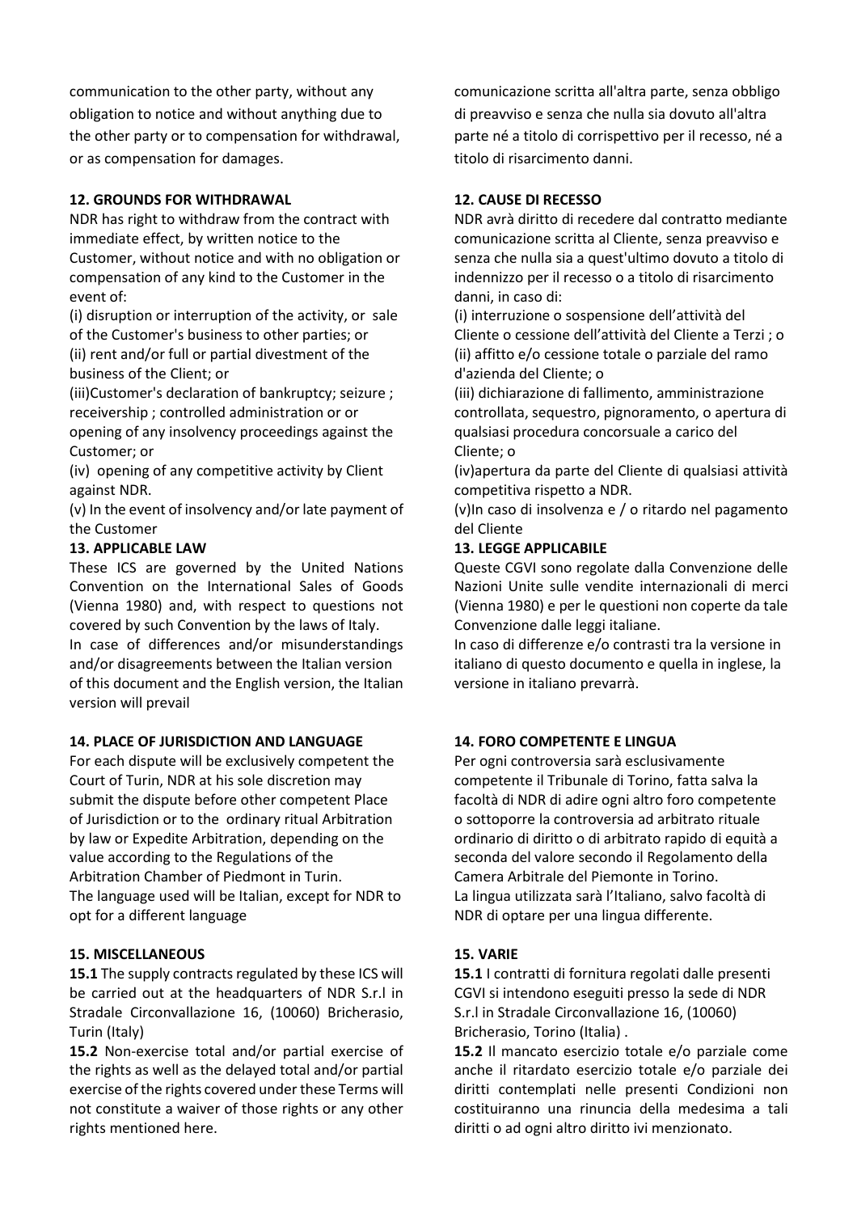communication to the other party, without any obligation to notice and without anything due to the other party or to compensation for withdrawal, or as compensation for damages.

**12. GROUNDS FOR WITHDRAWAL**

NDR has right to withdraw from the contract with immediate effect, by written notice to the Customer, without notice and with no obligation or compensation of any kind to the Customer in the event of:

(i) disruption or interruption of the activity, or sale of the Customer's business to other parties; or
(ii) rent and/or full or partial divestment of the business of the Client; or
(iii)Customer's declaration of bankruptcy; seizure ; receivership ; controlled administration or or opening of any insolvency proceedings against the Customer; or
(iv) opening of any competitive activity by Client against NDR.
(v) In the event of insolvency and/or late payment of the Customer

**13. APPLICABLE LAW**

These ICS are governed by the United Nations Convention on the International Sales of Goods (Vienna 1980) and, with respect to questions not covered by such Convention by the laws of Italy.
In case of differences and/or misunderstandings and/or disagreements between the Italian version of this document and the English version, the Italian version will prevail

**14. PLACE OF JURISDICTION AND LANGUAGE**

For each dispute will be exclusively competent the Court of Turin, NDR at his sole discretion may submit the dispute before other competent Place of Jurisdiction or to the ordinary ritual Arbitration by law or Expedite Arbitration, depending on the value according to the Regulations of the Arbitration Chamber of Piedmont in Turin.
The language used will be Italian, except for NDR to opt for a different language

**15. MISCELLANEOUS**

**15.1** The supply contracts regulated by these ICS will be carried out at the headquarters of NDR S.r.l in Stradale Circonvallazione 16, (10060) Bricherasio, Turin (Italy)

**15.2** Non-exercise total and/or partial exercise of the rights as well as the delayed total and/or partial exercise of the rights covered under these Terms will not constitute a waiver of those rights or any other rights mentioned here.

comunicazione scritta all'altra parte, senza obbligo di preavviso e senza che nulla sia dovuto all'altra parte né a titolo di corrispettivo per il recesso, né a titolo di risarcimento danni.

**12. CAUSE DI RECESSO**

NDR avrà diritto di recedere dal contratto mediante comunicazione scritta al Cliente, senza preavviso e senza che nulla sia a quest'ultimo dovuto a titolo di indennizzo per il recesso o a titolo di risarcimento danni, in caso di:

(i) interruzione o sospensione dell'attività del Cliente o cessione dell'attività del Cliente a Terzi ; o
(ii) affitto e/o cessione totale o parziale del ramo d'azienda del Cliente; o
(iii) dichiarazione di fallimento, amministrazione controllata, sequestro, pignoramento, o apertura di qualsiasi procedura concorsuale a carico del Cliente; o
(iv)apertura da parte del Cliente di qualsiasi attività competitiva rispetto a NDR.
(v)In caso di insolvenza e / o ritardo nel pagamento del Cliente

**13. LEGGE APPLICABILE**

Queste CGVI sono regolate dalla Convenzione delle Nazioni Unite sulle vendite internazionali di merci (Vienna 1980) e per le questioni non coperte da tale Convenzione dalle leggi italiane.
In caso di differenze e/o contrasti tra la versione in italiano di questo documento e quella in inglese, la versione in italiano prevarrà.

**14. FORO COMPETENTE E LINGUA**

Per ogni controversia sarà esclusivamente competente il Tribunale di Torino, fatta salva la facoltà di NDR di adire ogni altro foro competente o sottoporre la controversia ad arbitrato rituale ordinario di diritto o di arbitrato rapido di equità a seconda del valore secondo il Regolamento della Camera Arbitrale del Piemonte in Torino.
La lingua utilizzata sarà l'Italiano, salvo facoltà di NDR di optare per una lingua differente.

**15. VARIE**

**15.1** I contratti di fornitura regolati dalle presenti CGVI si intendono eseguiti presso la sede di NDR S.r.l in Stradale Circonvallazione 16, (10060) Bricherasio, Torino (Italia) .

**15.2** Il mancato esercizio totale e/o parziale come anche il ritardato esercizio totale e/o parziale dei diritti contemplati nelle presenti Condizioni non costituiranno una rinuncia della medesima a tali diritti o ad ogni altro diritto ivi menzionato.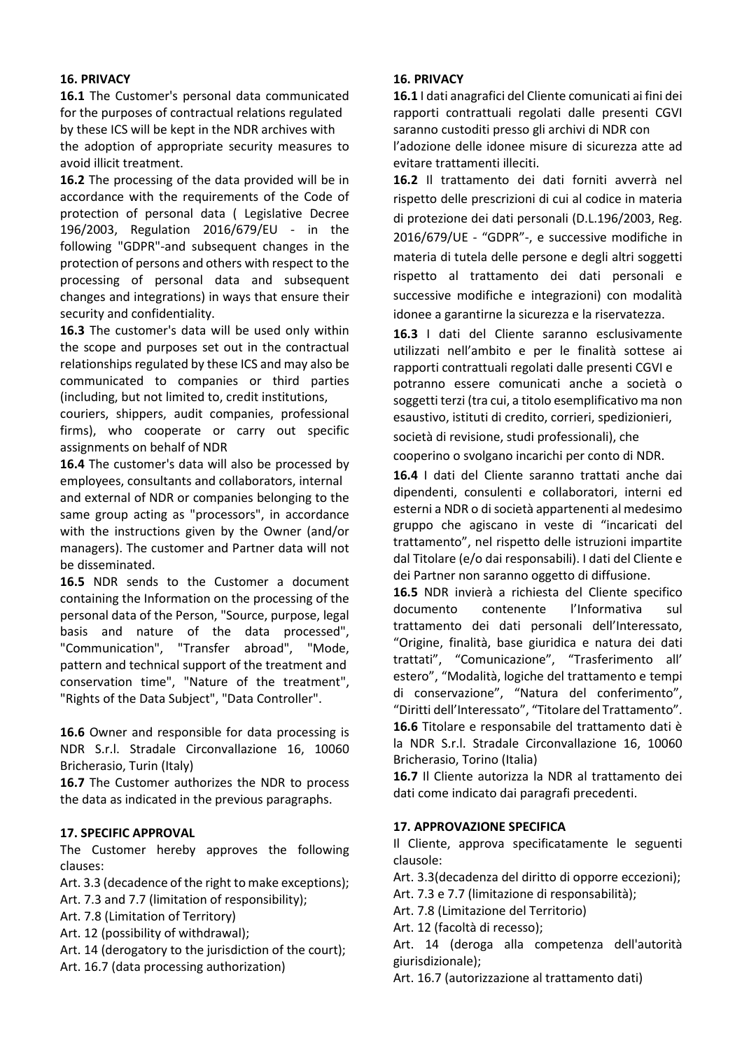**16. PRIVACY**

**16.1** The Customer's personal data communicated for the purposes of contractual relations regulated by these ICS will be kept in the NDR archives with the adoption of appropriate security measures to avoid illicit treatment.

**16.2** The processing of the data provided will be in accordance with the requirements of the Code of protection of personal data ( Legislative Decree 196/2003, Regulation 2016/679/EU - in the following "GDPR"-and subsequent changes in the protection of persons and others with respect to the processing of personal data and subsequent changes and integrations) in ways that ensure their security and confidentiality.

**16.3** The customer's data will be used only within the scope and purposes set out in the contractual relationships regulated by these ICS and may also be communicated to companies or third parties (including, but not limited to, credit institutions, couriers, shippers, audit companies, professional firms), who cooperate or carry out specific assignments on behalf of NDR

**16.4** The customer's data will also be processed by employees, consultants and collaborators, internal and external of NDR or companies belonging to the same group acting as "processors", in accordance with the instructions given by the Owner (and/or managers). The customer and Partner data will not be disseminated.

**16.5** NDR sends to the Customer a document containing the Information on the processing of the personal data of the Person, "Source, purpose, legal basis and nature of the data processed", "Communication", "Transfer abroad", "Mode, pattern and technical support of the treatment and conservation time", "Nature of the treatment", "Rights of the Data Subject", "Data Controller".

**16.6** Owner and responsible for data processing is NDR S.r.l. Stradale Circonvallazione 16, 10060 Bricherasio, Turin (Italy)

**16.7** The Customer authorizes the NDR to process the data as indicated in the previous paragraphs.

**17. SPECIFIC APPROVAL**

The Customer hereby approves the following clauses:

Art. 3.3 (decadence of the right to make exceptions);
Art. 7.3 and 7.7 (limitation of responsibility);
Art. 7.8 (Limitation of Territory)
Art. 12 (possibility of withdrawal);
Art. 14 (derogatory to the jurisdiction of the court);
Art. 16.7 (data processing authorization)

**16. PRIVACY**

**16.1** I dati anagrafici del Cliente comunicati ai fini dei rapporti contrattuali regolati dalle presenti CGVI saranno custoditi presso gli archivi di NDR con l'adozione delle idonee misure di sicurezza atte ad evitare trattamenti illeciti.

**16.2** Il trattamento dei dati forniti avverrà nel rispetto delle prescrizioni di cui al codice in materia di protezione dei dati personali (D.L.196/2003, Reg. 2016/679/UE - "GDPR"-, e successive modifiche in materia di tutela delle persone e degli altri soggetti rispetto al trattamento dei dati personali e successive modifiche e integrazioni) con modalità idonee a garantirne la sicurezza e la riservatezza.

**16.3** I dati del Cliente saranno esclusivamente utilizzati nell'ambito e per le finalità sottese ai rapporti contrattuali regolati dalle presenti CGVI e potranno essere comunicati anche a società o soggetti terzi (tra cui, a titolo esemplificativo ma non esaustivo, istituti di credito, corrieri, spedizionieri, società di revisione, studi professionali), che cooperino o svolgano incarichi per conto di NDR.

**16.4** I dati del Cliente saranno trattati anche dai dipendenti, consulenti e collaboratori, interni ed esterni a NDR o di società appartenenti al medesimo gruppo che agiscano in veste di "incaricati del trattamento", nel rispetto delle istruzioni impartite dal Titolare (e/o dai responsabili). I dati del Cliente e dei Partner non saranno oggetto di diffusione.

**16.5** NDR invierà a richiesta del Cliente specifico documento contenente l'Informativa sul trattamento dei dati personali dell'Interessato, "Origine, finalità, base giuridica e natura dei dati trattati", "Comunicazione", "Trasferimento all' estero", "Modalità, logiche del trattamento e tempi di conservazione", "Natura del conferimento", "Diritti dell'Interessato", "Titolare del Trattamento".

**16.6** Titolare e responsabile del trattamento dati è la NDR S.r.l. Stradale Circonvallazione 16, 10060 Bricherasio, Torino (Italia)

**16.7** Il Cliente autorizza la NDR al trattamento dei dati come indicato dai paragrafi precedenti.

**17. APPROVAZIONE SPECIFICA**

Il Cliente, approva specificatamente le seguenti clausole:

Art. 3.3(decadenza del diritto di opporre eccezioni);
Art. 7.3 e 7.7 (limitazione di responsabilità);
Art. 7.8 (Limitazione del Territorio)
Art. 12 (facoltà di recesso);
Art. 14 (deroga alla competenza dell'autorità giurisdizionale);
Art. 16.7 (autorizzazione al trattamento dati)